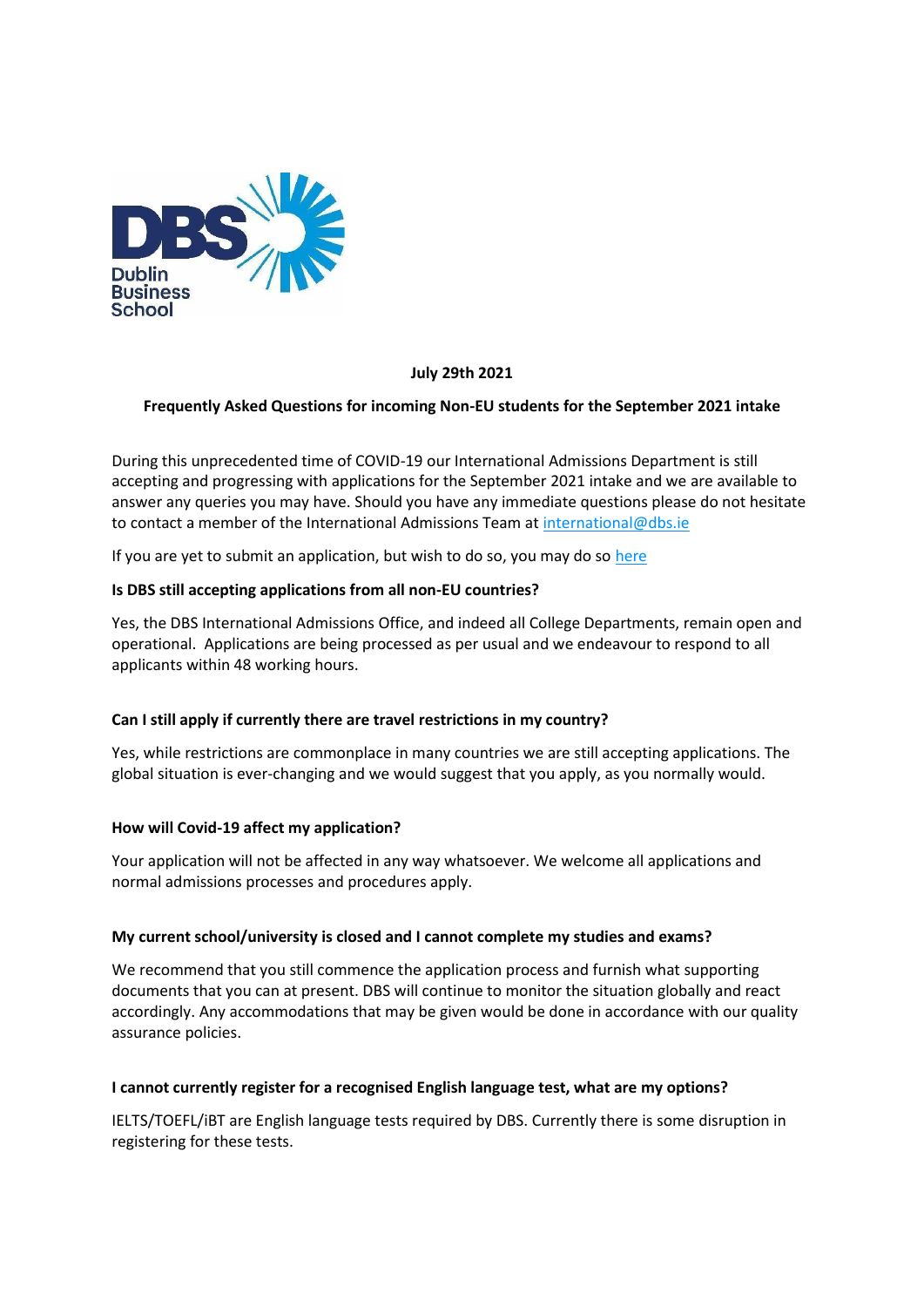**July 29th 2021**

**Frequently Asked Questions for incoming Non-EU students for the September 2021 intake**

During this unprecedented time of COVID-19 our International Admissions Department is still accepting and progressing with applications for the September 2021 intake and we are available to answer any queries you may have. Should you have any immediate questions please do not hesitate to contact a member of the International Admissions Team at international@dbs.ie

If you are yet to submit an application, but wish to do so, you may do so here

**Is DBS still accepting applications from all non-EU countries?**

Yes, the DBS International Admissions Office, and indeed all College Departments, remain open and operational. Applications are being processed as per usual and we endeavour to respond to all applicants within 48 working hours.

**Can I still apply if currently there are travel restrictions in my country?**

Yes, while restrictions are commonplace in many countries we are still accepting applications. The global situation is ever-changing and we would suggest that you apply, as you normally would.

**How will Covid-19 affect my application?**

Your application will not be affected in any way whatsoever. We welcome all applications and normal admissions processes and procedures apply.

**My current school/university is closed and I cannot complete my studies and exams?**

We recommend that you still commence the application process and furnish what supporting documents that you can at present. DBS will continue to monitor the situation globally and react accordingly. Any accommodations that may be given would be done in accordance with our quality assurance policies.

**I cannot currently register for a recognised English language test, what are my options?**

IELTS/TOEFL/iBT are English language tests required by DBS. Currently there is some disruption in registering for these tests.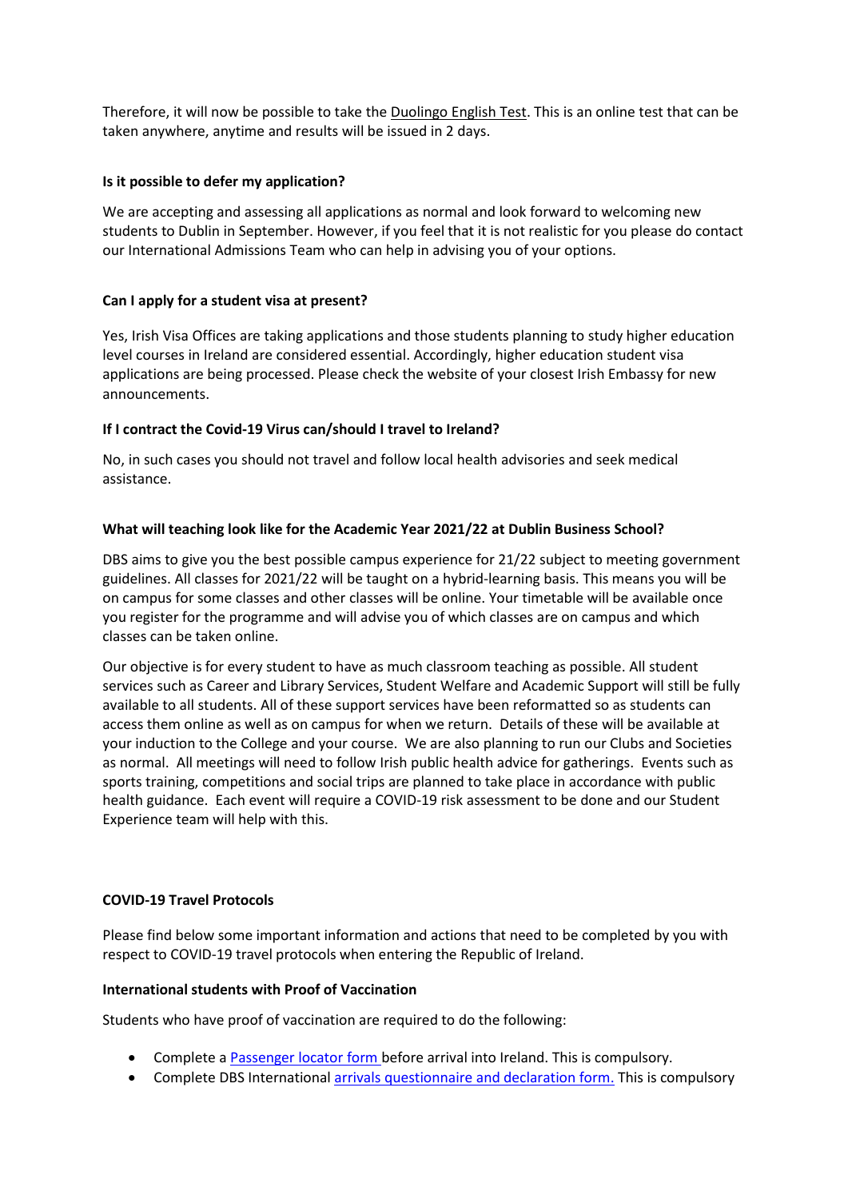Therefore, it will now be possible to take the Duolingo English Test. This is an online test that can be taken anywhere, anytime and results will be issued in 2 days.

**Is it possible to defer my application?**

We are accepting and assessing all applications as normal and look forward to welcoming new students to Dublin in September. However, if you feel that it is not realistic for you please do contact our International Admissions Team who can help in advising you of your options.

**Can I apply for a student visa at present?**

Yes, Irish Visa Offices are taking applications and those students planning to study higher education level courses in Ireland are considered essential. Accordingly, higher education student visa applications are being processed. Please check the website of your closest Irish Embassy for new announcements.

**If I contract the Covid-19 Virus can/should I travel to Ireland?**

No, in such cases you should not travel and follow local health advisories and seek medical assistance.

**What will teaching look like for the Academic Year 2021/22 at Dublin Business School?**

DBS aims to give you the best possible campus experience for 21/22 subject to meeting government guidelines. All classes for 2021/22 will be taught on a hybrid-learning basis. This means you will be on campus for some classes and other classes will be online. Your timetable will be available once you register for the programme and will advise you of which classes are on campus and which classes can be taken online.

Our objective is for every student to have as much classroom teaching as possible. All student services such as Career and Library Services, Student Welfare and Academic Support will still be fully available to all students. All of these support services have been reformatted so as students can access them online as well as on campus for when we return. Details of these will be available at your induction to the College and your course. We are also planning to run our Clubs and Societies as normal. All meetings will need to follow Irish public health advice for gatherings. Events such as sports training, competitions and social trips are planned to take place in accordance with public health guidance. Each event will require a COVID-19 risk assessment to be done and our Student Experience team will help with this.

**COVID-19 Travel Protocols**

Please find below some important information and actions that need to be completed by you with respect to COVID-19 travel protocols when entering the Republic of Ireland.

**International students with Proof of Vaccination**

Students who have proof of vaccination are required to do the following:

- Complete a Passenger locator form before arrival into Ireland. This is compulsory.
- Complete DBS International arrivals questionnaire and declaration form. This is compulsory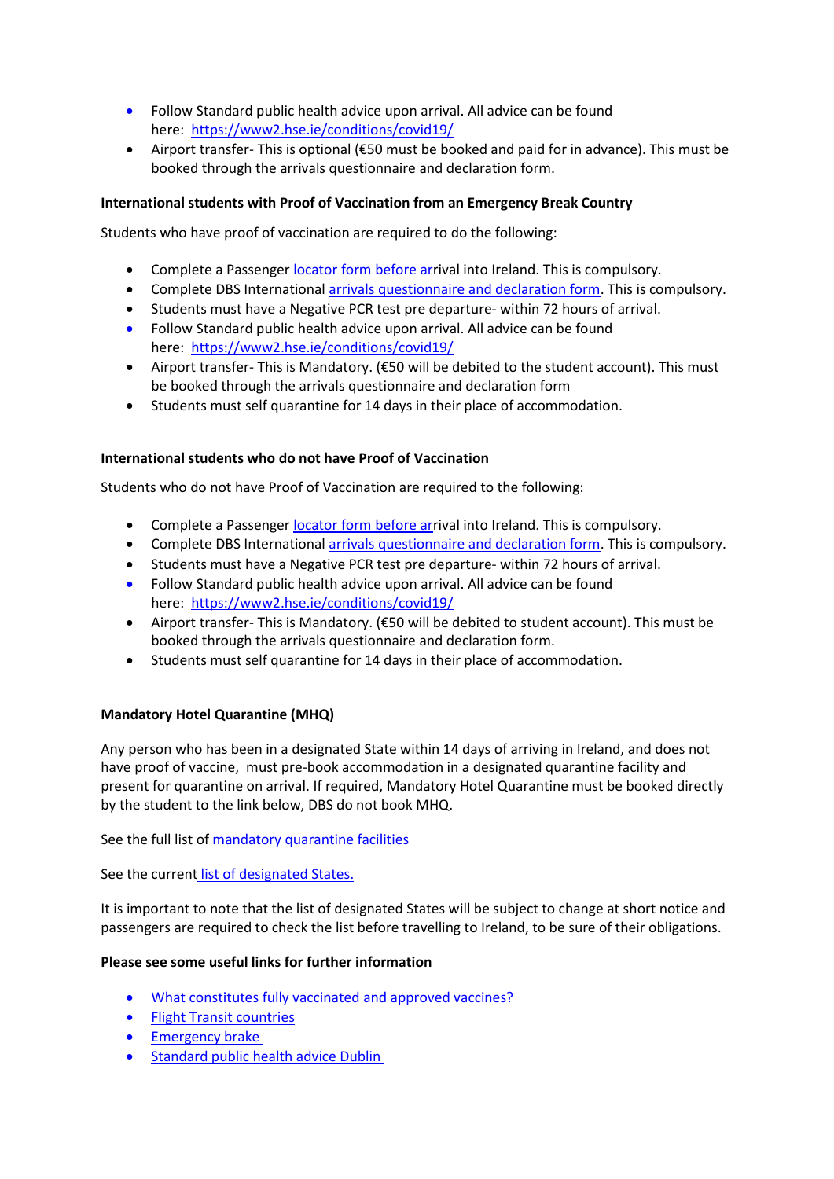- Follow Standard public health advice upon arrival. All advice can be found here: https://www2.hse.ie/conditions/covid19/
- Airport transfer- This is optional (€50 must be booked and paid for in advance). This must be booked through the arrivals questionnaire and declaration form.

**International students with Proof of Vaccination from an Emergency Break Country**

Students who have proof of vaccination are required to do the following:

- Complete a Passenger locator form before arrival into Ireland. This is compulsory.
- Complete DBS International arrivals questionnaire and declaration form. This is compulsory.
- Students must have a Negative PCR test pre departure- within 72 hours of arrival.
- Follow Standard public health advice upon arrival. All advice can be found here: https://www2.hse.ie/conditions/covid19/
- Airport transfer- This is Mandatory. (€50 will be debited to the student account). This must be booked through the arrivals questionnaire and declaration form
- Students must self quarantine for 14 days in their place of accommodation.

**International students who do not have Proof of Vaccination**

Students who do not have Proof of Vaccination are required to the following:

- Complete a Passenger locator form before arrival into Ireland. This is compulsory.
- Complete DBS International arrivals questionnaire and declaration form. This is compulsory.
- Students must have a Negative PCR test pre departure- within 72 hours of arrival.
- Follow Standard public health advice upon arrival. All advice can be found here: https://www2.hse.ie/conditions/covid19/
- Airport transfer- This is Mandatory. (€50 will be debited to student account). This must be booked through the arrivals questionnaire and declaration form.
- Students must self quarantine for 14 days in their place of accommodation.

**Mandatory Hotel Quarantine (MHQ)**

Any person who has been in a designated State within 14 days of arriving in Ireland, and does not have proof of vaccine, must pre-book accommodation in a designated quarantine facility and present for quarantine on arrival. If required, Mandatory Hotel Quarantine must be booked directly by the student to the link below, DBS do not book MHQ.

See the full list of mandatory quarantine facilities

See the current list of designated States.

It is important to note that the list of designated States will be subject to change at short notice and passengers are required to check the list before travelling to Ireland, to be sure of their obligations.

**Please see some useful links for further information**

- What constitutes fully vaccinated and approved vaccines?
- Flight Transit countries
- Emergency brake
- Standard public health advice Dublin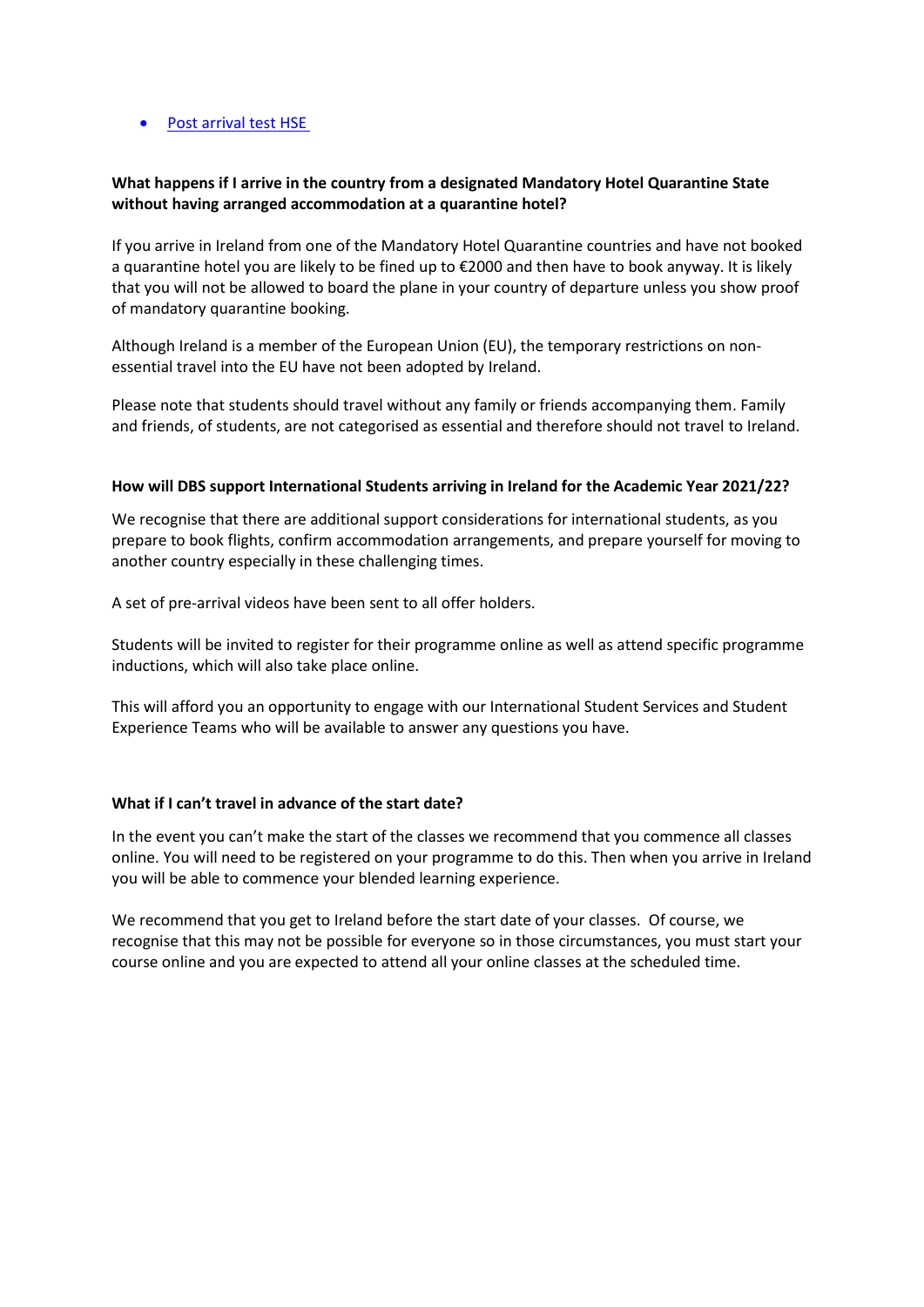- [Post arrival test HSE]()

**What happens if I arrive in the country from a designated Mandatory Hotel Quarantine State without having arranged accommodation at a quarantine hotel?**

If you arrive in Ireland from one of the Mandatory Hotel Quarantine countries and have not booked a quarantine hotel you are likely to be fined up to €2000 and then have to book anyway. It is likely that you will not be allowed to board the plane in your country of departure unless you show proof of mandatory quarantine booking.

Although Ireland is a member of the European Union (EU), the temporary restrictions on non-essential travel into the EU have not been adopted by Ireland.

Please note that students should travel without any family or friends accompanying them. Family and friends, of students, are not categorised as essential and therefore should not travel to Ireland.

**How will DBS support International Students arriving in Ireland for the Academic Year 2021/22?**

We recognise that there are additional support considerations for international students, as you prepare to book flights, confirm accommodation arrangements, and prepare yourself for moving to another country especially in these challenging times.

A set of pre-arrival videos have been sent to all offer holders.

Students will be invited to register for their programme online as well as attend specific programme inductions, which will also take place online.

This will afford you an opportunity to engage with our International Student Services and Student Experience Teams who will be available to answer any questions you have.

**What if I can't travel in advance of the start date?**

In the event you can't make the start of the classes we recommend that you commence all classes online. You will need to be registered on your programme to do this. Then when you arrive in Ireland you will be able to commence your blended learning experience.

We recommend that you get to Ireland before the start date of your classes. Of course, we recognise that this may not be possible for everyone so in those circumstances, you must start your course online and you are expected to attend all your online classes at the scheduled time.